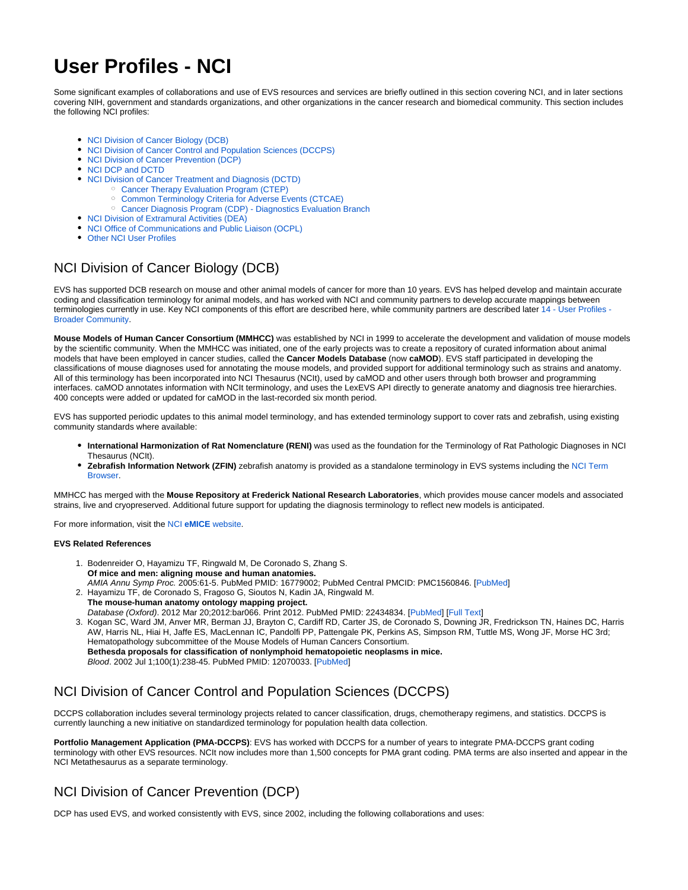# User Profiles - NCI

Some significant examples of collaborations and use of EVS resources and services are briefly outlined in this section covering NCI, and in later sections covering NIH, government and standards organizations, and other organizations in the cancer research and biomedical community. This section includes the following NCI profiles:

- NCI Division of Cancer Biology (DCB)
- NCI Division of Cancer Control and Population Sciences (DCCPS)
- NCI Division of Cancer Prevention (DCP)
- NCI DCP and DCTD
- NCI Division of Cancer Treatment and Diagnosis (DCTD)
  - Cancer Therapy Evaluation Program (CTEP)
  - Common Terminology Criteria for Adverse Events (CTCAE)
  - Cancer Diagnosis Program (CDP) - Diagnostics Evaluation Branch
- NCI Division of Extramural Activities (DEA)
- NCI Office of Communications and Public Liaison (OCPL)
- Other NCI User Profiles

## NCI Division of Cancer Biology (DCB)

EVS has supported DCB research on mouse and other animal models of cancer for more than 10 years. EVS has helped develop and maintain accurate coding and classification terminology for animal models, and has worked with NCI and community partners to develop accurate mappings between terminologies currently in use. Key NCI components of this effort are described here, while community partners are described later 14 - User Profiles - Broader Community.

**Mouse Models of Human Cancer Consortium (MMHCC)** was established by NCI in 1999 to accelerate the development and validation of mouse models by the scientific community. When the MMHCC was initiated, one of the early projects was to create a repository of curated information about animal models that have been employed in cancer studies, called the **Cancer Models Database** (now **caMOD**). EVS staff participated in developing the classifications of mouse diagnoses used for annotating the mouse models, and provided support for additional terminology such as strains and anatomy. All of this terminology has been incorporated into NCI Thesaurus (NCIt), used by caMOD and other users through both browser and programming interfaces. caMOD annotates information with NCIt terminology, and uses the LexEVS API directly to generate anatomy and diagnosis tree hierarchies. 400 concepts were added or updated for caMOD in the last-recorded six month period.

EVS has supported periodic updates to this animal model terminology, and has extended terminology support to cover rats and zebrafish, using existing community standards where available:

- **International Harmonization of Rat Nomenclature (RENI)** was used as the foundation for the Terminology of Rat Pathologic Diagnoses in NCI Thesaurus (NCIt).
- **Zebrafish Information Network (ZFIN)** zebrafish anatomy is provided as a standalone terminology in EVS systems including the NCI Term Browser.

MMHCC has merged with the **Mouse Repository at Frederick National Research Laboratories**, which provides mouse cancer models and associated strains, live and cryopreserved. Additional future support for updating the diagnosis terminology to reflect new models is anticipated.

For more information, visit the NCI **eMICE** website.

#### EVS Related References

1. Bodenreider O, Hayamizu TF, Ringwald M, De Coronado S, Zhang S.
   **Of mice and men: aligning mouse and human anatomies.**
   *AMIA Annu Symp Proc.* 2005:61-5. PubMed PMID: 16779002; PubMed Central PMCID: PMC1560846. [PubMed]
2. Hayamizu TF, de Coronado S, Fragoso G, Sioutos N, Kadin JA, Ringwald M.
   **The mouse-human anatomy ontology mapping project.**
   *Database (Oxford)*. 2012 Mar 20;2012:bar066. Print 2012. PubMed PMID: 22434834. [PubMed] [Full Text]
3. Kogan SC, Ward JM, Anver MR, Berman JJ, Brayton C, Cardiff RD, Carter JS, de Coronado S, Downing JR, Fredrickson TN, Haines DC, Harris AW, Harris NL, Hiai H, Jaffe ES, MacLennan IC, Pandolfi PP, Pattengale PK, Perkins AS, Simpson RM, Tuttle MS, Wong JF, Morse HC 3rd; Hematopathology subcommittee of the Mouse Models of Human Cancers Consortium.
   **Bethesda proposals for classification of nonlymphoid hematopoietic neoplasms in mice.**
   *Blood*. 2002 Jul 1;100(1):238-45. PubMed PMID: 12070033. [PubMed]

## NCI Division of Cancer Control and Population Sciences (DCCPS)

DCCPS collaboration includes several terminology projects related to cancer classification, drugs, chemotherapy regimens, and statistics. DCCPS is currently launching a new initiative on standardized terminology for population health data collection.

**Portfolio Management Application (PMA-DCCPS)**: EVS has worked with DCCPS for a number of years to integrate PMA-DCCPS grant coding terminology with other EVS resources. NCIt now includes more than 1,500 concepts for PMA grant coding. PMA terms are also inserted and appear in the NCI Metathesaurus as a separate terminology.

## NCI Division of Cancer Prevention (DCP)

DCP has used EVS, and worked consistently with EVS, since 2002, including the following collaborations and uses: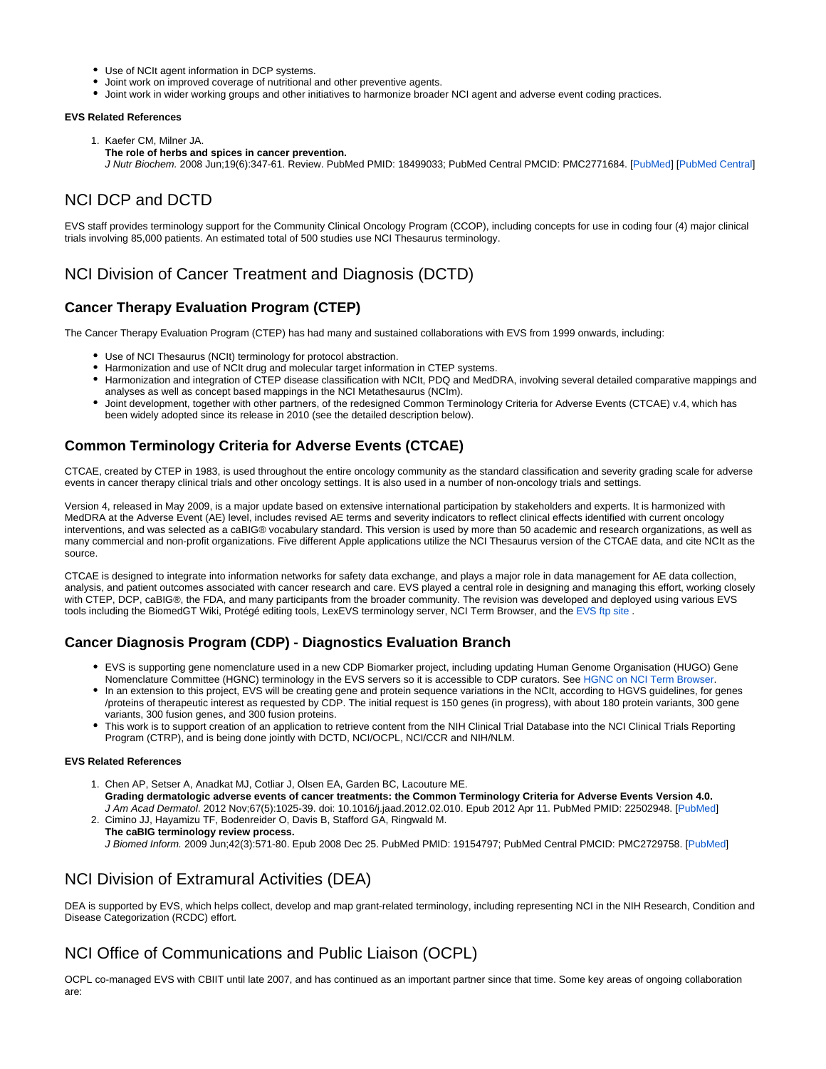- Use of NCIt agent information in DCP systems.
- Joint work on improved coverage of nutritional and other preventive agents.
- Joint work in wider working groups and other initiatives to harmonize broader NCI agent and adverse event coding practices.

#### EVS Related References

1. Kaefer CM, Milner JA.
   **The role of herbs and spices in cancer prevention.**
   *J Nutr Biochem.* 2008 Jun;19(6):347-61. Review. PubMed PMID: 18499033; PubMed Central PMCID: PMC2771684. [PubMed] [PubMed Central]

## NCI DCP and DCTD

EVS staff provides terminology support for the Community Clinical Oncology Program (CCOP), including concepts for use in coding four (4) major clinical trials involving 85,000 patients. An estimated total of 500 studies use NCI Thesaurus terminology.

## NCI Division of Cancer Treatment and Diagnosis (DCTD)

### Cancer Therapy Evaluation Program (CTEP)

The Cancer Therapy Evaluation Program (CTEP) has had many and sustained collaborations with EVS from 1999 onwards, including:

- Use of NCI Thesaurus (NCIt) terminology for protocol abstraction.
- Harmonization and use of NCIt drug and molecular target information in CTEP systems.
- Harmonization and integration of CTEP disease classification with NCIt, PDQ and MedDRA, involving several detailed comparative mappings and analyses as well as concept based mappings in the NCI Metathesaurus (NCIm).
- Joint development, together with other partners, of the redesigned Common Terminology Criteria for Adverse Events (CTCAE) v.4, which has been widely adopted since its release in 2010 (see the detailed description below).

### Common Terminology Criteria for Adverse Events (CTCAE)

CTCAE, created by CTEP in 1983, is used throughout the entire oncology community as the standard classification and severity grading scale for adverse events in cancer therapy clinical trials and other oncology settings. It is also used in a number of non-oncology trials and settings.

Version 4, released in May 2009, is a major update based on extensive international participation by stakeholders and experts. It is harmonized with MedDRA at the Adverse Event (AE) level, includes revised AE terms and severity indicators to reflect clinical effects identified with current oncology interventions, and was selected as a caBIG® vocabulary standard. This version is used by more than 50 academic and research organizations, as well as many commercial and non-profit organizations. Five different Apple applications utilize the NCI Thesaurus version of the CTCAE data, and cite NCIt as the source.

CTCAE is designed to integrate into information networks for safety data exchange, and plays a major role in data management for AE data collection, analysis, and patient outcomes associated with cancer research and care. EVS played a central role in designing and managing this effort, working closely with CTEP, DCP, caBIG®, the FDA, and many participants from the broader community. The revision was developed and deployed using various EVS tools including the BiomedGT Wiki, Protégé editing tools, LexEVS terminology server, NCI Term Browser, and the EVS ftp site .

### Cancer Diagnosis Program (CDP) - Diagnostics Evaluation Branch

- EVS is supporting gene nomenclature used in a new CDP Biomarker project, including updating Human Genome Organisation (HUGO) Gene Nomenclature Committee (HGNC) terminology in the EVS servers so it is accessible to CDP curators. See HGNC on NCI Term Browser.
- In an extension to this project, EVS will be creating gene and protein sequence variations in the NCIt, according to HGVS guidelines, for genes /proteins of therapeutic interest as requested by CDP. The initial request is 150 genes (in progress), with about 180 protein variants, 300 gene variants, 300 fusion genes, and 300 fusion proteins.
- This work is to support creation of an application to retrieve content from the NIH Clinical Trial Database into the NCI Clinical Trials Reporting Program (CTRP), and is being done jointly with DCTD, NCI/OCPL, NCI/CCR and NIH/NLM.

#### EVS Related References

1. Chen AP, Setser A, Anadkat MJ, Cotliar J, Olsen EA, Garden BC, Lacouture ME.
   **Grading dermatologic adverse events of cancer treatments: the Common Terminology Criteria for Adverse Events Version 4.0.**
   *J Am Acad Dermatol.* 2012 Nov;67(5):1025-39. doi: 10.1016/j.jaad.2012.02.010. Epub 2012 Apr 11. PubMed PMID: 22502948. [PubMed]
2. Cimino JJ, Hayamizu TF, Bodenreider O, Davis B, Stafford GA, Ringwald M.
   **The caBIG terminology review process.**
   *J Biomed Inform.* 2009 Jun;42(3):571-80. Epub 2008 Dec 25. PubMed PMID: 19154797; PubMed Central PMCID: PMC2729758. [PubMed]

## NCI Division of Extramural Activities (DEA)

DEA is supported by EVS, which helps collect, develop and map grant-related terminology, including representing NCI in the NIH Research, Condition and Disease Categorization (RCDC) effort.

## NCI Office of Communications and Public Liaison (OCPL)

OCPL co-managed EVS with CBIIT until late 2007, and has continued as an important partner since that time. Some key areas of ongoing collaboration are: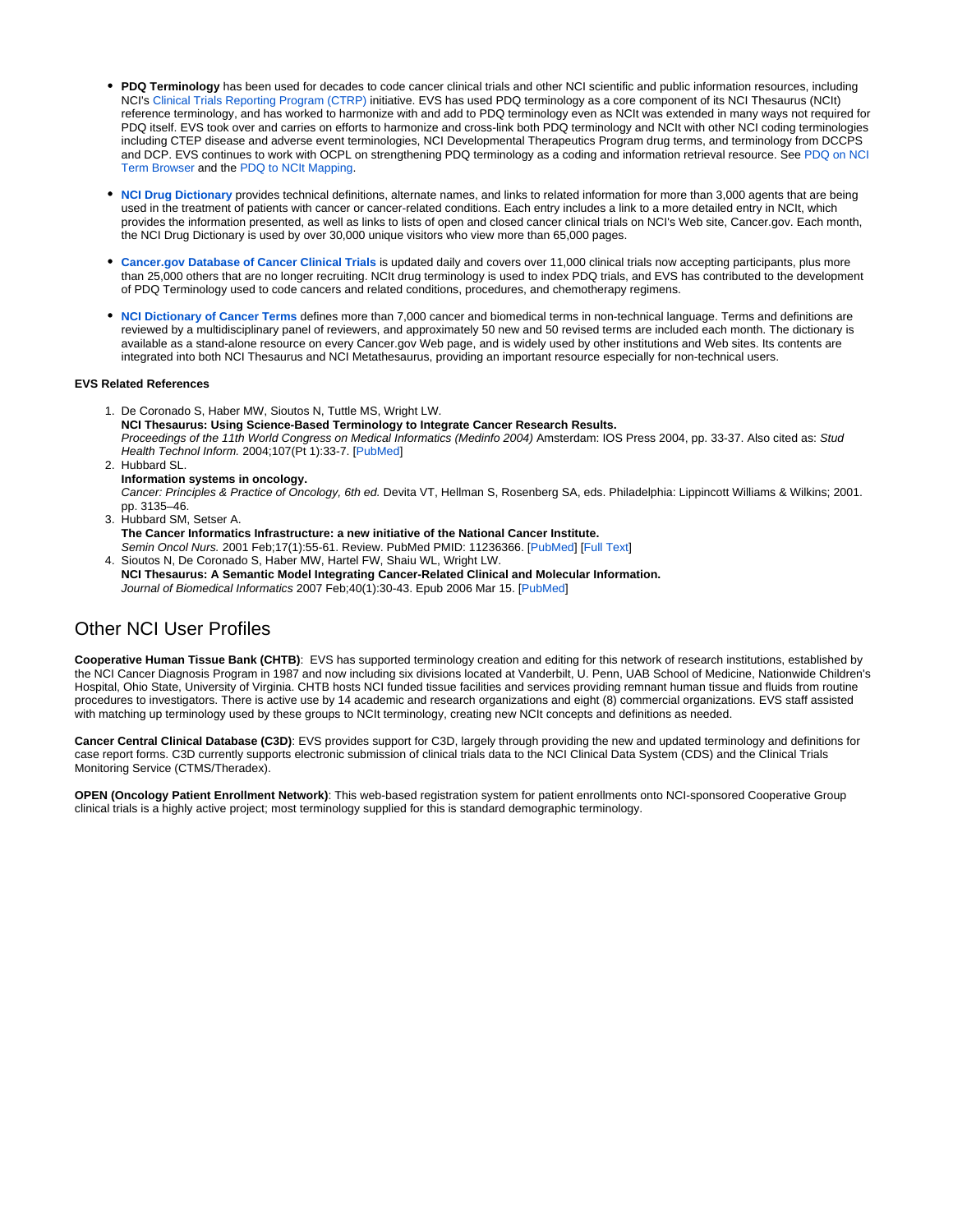- **PDQ Terminology** has been used for decades to code cancer clinical trials and other NCI scientific and public information resources, including NCI's Clinical Trials Reporting Program (CTRP) initiative. EVS has used PDQ terminology as a core component of its NCI Thesaurus (NCIt) reference terminology, and has worked to harmonize with and add to PDQ terminology even as NCIt was extended in many ways not required for PDQ itself. EVS took over and carries on efforts to harmonize and cross-link both PDQ terminology and NCIt with other NCI coding terminologies including CTEP disease and adverse event terminologies, NCI Developmental Therapeutics Program drug terms, and terminology from DCCPS and DCP. EVS continues to work with OCPL on strengthening PDQ terminology as a coding and information retrieval resource. See PDQ on NCI Term Browser and the PDQ to NCIt Mapping.

- **NCI Drug Dictionary** provides technical definitions, alternate names, and links to related information for more than 3,000 agents that are being used in the treatment of patients with cancer or cancer-related conditions. Each entry includes a link to a more detailed entry in NCIt, which provides the information presented, as well as links to lists of open and closed cancer clinical trials on NCI's Web site, Cancer.gov. Each month, the NCI Drug Dictionary is used by over 30,000 unique visitors who view more than 65,000 pages.

- **Cancer.gov Database of Cancer Clinical Trials** is updated daily and covers over 11,000 clinical trials now accepting participants, plus more than 25,000 others that are no longer recruiting. NCIt drug terminology is used to index PDQ trials, and EVS has contributed to the development of PDQ Terminology used to code cancers and related conditions, procedures, and chemotherapy regimens.

- **NCI Dictionary of Cancer Terms** defines more than 7,000 cancer and biomedical terms in non-technical language. Terms and definitions are reviewed by a multidisciplinary panel of reviewers, and approximately 50 new and 50 revised terms are included each month. The dictionary is available as a stand-alone resource on every Cancer.gov Web page, and is widely used by other institutions and Web sites. Its contents are integrated into both NCI Thesaurus and NCI Metathesaurus, providing an important resource especially for non-technical users.

**EVS Related References**

1. De Coronado S, Haber MW, Sioutos N, Tuttle MS, Wright LW.
   **NCI Thesaurus: Using Science-Based Terminology to Integrate Cancer Research Results.**
   *Proceedings of the 11th World Congress on Medical Informatics (Medinfo 2004)* Amsterdam: IOS Press 2004, pp. 33-37. Also cited as: *Stud Health Technol Inform.* 2004;107(Pt 1):33-7. [PubMed]
2. Hubbard SL.
   **Information systems in oncology.**
   *Cancer: Principles & Practice of Oncology, 6th ed.* Devita VT, Hellman S, Rosenberg SA, eds. Philadelphia: Lippincott Williams & Wilkins; 2001. pp. 3135–46.
3. Hubbard SM, Setser A.
   **The Cancer Informatics Infrastructure: a new initiative of the National Cancer Institute.**
   *Semin Oncol Nurs.* 2001 Feb;17(1):55-61. Review. PubMed PMID: 11236366. [PubMed] [Full Text]
4. Sioutos N, De Coronado S, Haber MW, Hartel FW, Shaiu WL, Wright LW.
   **NCI Thesaurus: A Semantic Model Integrating Cancer-Related Clinical and Molecular Information.**
   *Journal of Biomedical Informatics* 2007 Feb;40(1):30-43. Epub 2006 Mar 15. [PubMed]

## Other NCI User Profiles

**Cooperative Human Tissue Bank (CHTB)**: EVS has supported terminology creation and editing for this network of research institutions, established by the NCI Cancer Diagnosis Program in 1987 and now including six divisions located at Vanderbilt, U. Penn, UAB School of Medicine, Nationwide Children's Hospital, Ohio State, University of Virginia. CHTB hosts NCI funded tissue facilities and services providing remnant human tissue and fluids from routine procedures to investigators. There is active use by 14 academic and research organizations and eight (8) commercial organizations. EVS staff assisted with matching up terminology used by these groups to NCIt terminology, creating new NCIt concepts and definitions as needed.

**Cancer Central Clinical Database (C3D)**: EVS provides support for C3D, largely through providing the new and updated terminology and definitions for case report forms. C3D currently supports electronic submission of clinical trials data to the NCI Clinical Data System (CDS) and the Clinical Trials Monitoring Service (CTMS/Theradex).

**OPEN (Oncology Patient Enrollment Network)**: This web-based registration system for patient enrollments onto NCI-sponsored Cooperative Group clinical trials is a highly active project; most terminology supplied for this is standard demographic terminology.